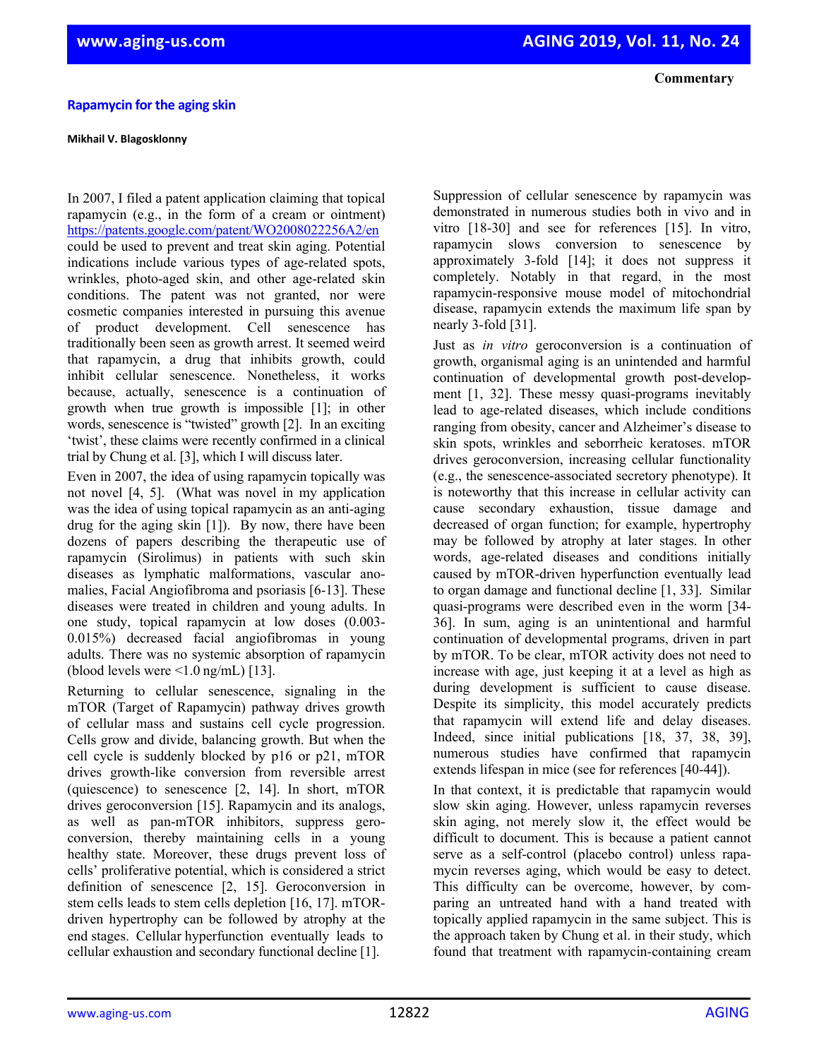**Commentary**

# Rapamycin for the aging skin

**Mikhail V. Blagosklonny**

In 2007, I filed a patent application claiming that topical rapamycin (e.g., in the form of a cream or ointment) https://patents.google.com/patent/WO2008022256A2/en could be used to prevent and treat skin aging. Potential indications include various types of age-related spots, wrinkles, photo-aged skin, and other age-related skin conditions. The patent was not granted, nor were cosmetic companies interested in pursuing this avenue of product development. Cell senescence has traditionally been seen as growth arrest. It seemed weird that rapamycin, a drug that inhibits growth, could inhibit cellular senescence. Nonetheless, it works because, actually, senescence is a continuation of growth when true growth is impossible [1]; in other words, senescence is "twisted" growth [2]. In an exciting 'twist', these claims were recently confirmed in a clinical trial by Chung et al. [3], which I will discuss later.

Even in 2007, the idea of using rapamycin topically was not novel [4, 5]. (What was novel in my application was the idea of using topical rapamycin as an anti-aging drug for the aging skin [1]). By now, there have been dozens of papers describing the therapeutic use of rapamycin (Sirolimus) in patients with such skin diseases as lymphatic malformations, vascular anomalies, Facial Angiofibroma and psoriasis [6-13]. These diseases were treated in children and young adults. In one study, topical rapamycin at low doses (0.003-0.015%) decreased facial angiofibromas in young adults. There was no systemic absorption of rapamycin (blood levels were <1.0 ng/mL) [13].

Returning to cellular senescence, signaling in the mTOR (Target of Rapamycin) pathway drives growth of cellular mass and sustains cell cycle progression. Cells grow and divide, balancing growth. But when the cell cycle is suddenly blocked by p16 or p21, mTOR drives growth-like conversion from reversible arrest (quiescence) to senescence [2, 14]. In short, mTOR drives geroconversion [15]. Rapamycin and its analogs, as well as pan-mTOR inhibitors, suppress geroconversion, thereby maintaining cells in a young healthy state. Moreover, these drugs prevent loss of cells' proliferative potential, which is considered a strict definition of senescence [2, 15]. Geroconversion in stem cells leads to stem cells depletion [16, 17]. mTOR-driven hypertrophy can be followed by atrophy at the end stages. Cellular hyperfunction eventually leads to cellular exhaustion and secondary functional decline [1].

Suppression of cellular senescence by rapamycin was demonstrated in numerous studies both in vivo and in vitro [18-30] and see for references [15]. In vitro, rapamycin slows conversion to senescence by approximately 3-fold [14]; it does not suppress it completely. Notably in that regard, in the most rapamycin-responsive mouse model of mitochondrial disease, rapamycin extends the maximum life span by nearly 3-fold [31].

Just as *in vitro* geroconversion is a continuation of growth, organismal aging is an unintended and harmful continuation of developmental growth post-development [1, 32]. These messy quasi-programs inevitably lead to age-related diseases, which include conditions ranging from obesity, cancer and Alzheimer's disease to skin spots, wrinkles and seborrheic keratoses. mTOR drives geroconversion, increasing cellular functionality (e.g., the senescence-associated secretory phenotype). It is noteworthy that this increase in cellular activity can cause secondary exhaustion, tissue damage and decreased of organ function; for example, hypertrophy may be followed by atrophy at later stages. In other words, age-related diseases and conditions initially caused by mTOR-driven hyperfunction eventually lead to organ damage and functional decline [1, 33]. Similar quasi-programs were described even in the worm [34-36]. In sum, aging is an unintentional and harmful continuation of developmental programs, driven in part by mTOR. To be clear, mTOR activity does not need to increase with age, just keeping it at a level as high as during development is sufficient to cause disease. Despite its simplicity, this model accurately predicts that rapamycin will extend life and delay diseases. Indeed, since initial publications [18, 37, 38, 39], numerous studies have confirmed that rapamycin extends lifespan in mice (see for references [40-44]).

In that context, it is predictable that rapamycin would slow skin aging. However, unless rapamycin reverses skin aging, not merely slow it, the effect would be difficult to document. This is because a patient cannot serve as a self-control (placebo control) unless rapamycin reverses aging, which would be easy to detect. This difficulty can be overcome, however, by comparing an untreated hand with a hand treated with topically applied rapamycin in the same subject. This is the approach taken by Chung et al. in their study, which found that treatment with rapamycin-containing cream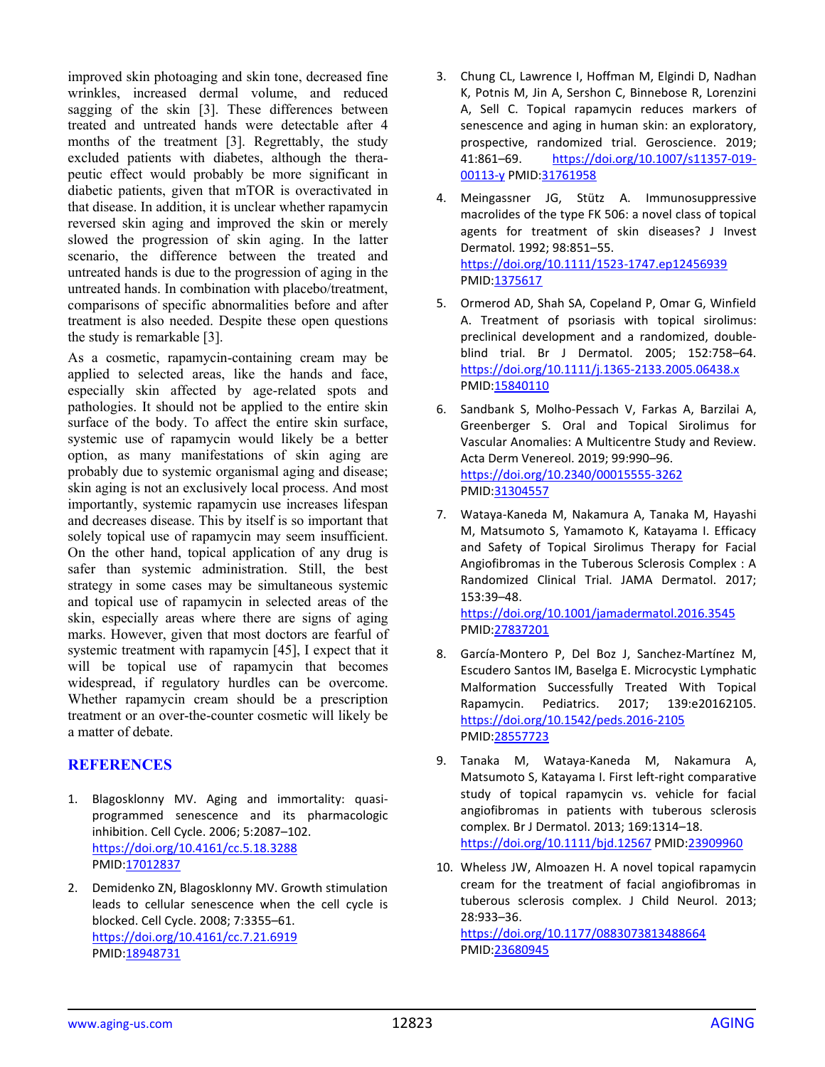improved skin photoaging and skin tone, decreased fine wrinkles, increased dermal volume, and reduced sagging of the skin [3]. These differences between treated and untreated hands were detectable after 4 months of the treatment [3]. Regrettably, the study excluded patients with diabetes, although the therapeutic effect would probably be more significant in diabetic patients, given that mTOR is overactivated in that disease. In addition, it is unclear whether rapamycin reversed skin aging and improved the skin or merely slowed the progression of skin aging. In the latter scenario, the difference between the treated and untreated hands is due to the progression of aging in the untreated hands. In combination with placebo/treatment, comparisons of specific abnormalities before and after treatment is also needed. Despite these open questions the study is remarkable [3].

As a cosmetic, rapamycin-containing cream may be applied to selected areas, like the hands and face, especially skin affected by age-related spots and pathologies. It should not be applied to the entire skin surface of the body. To affect the entire skin surface, systemic use of rapamycin would likely be a better option, as many manifestations of skin aging are probably due to systemic organismal aging and disease; skin aging is not an exclusively local process. And most importantly, systemic rapamycin use increases lifespan and decreases disease. This by itself is so important that solely topical use of rapamycin may seem insufficient. On the other hand, topical application of any drug is safer than systemic administration. Still, the best strategy in some cases may be simultaneous systemic and topical use of rapamycin in selected areas of the skin, especially areas where there are signs of aging marks. However, given that most doctors are fearful of systemic treatment with rapamycin [45], I expect that it will be topical use of rapamycin that becomes widespread, if regulatory hurdles can be overcome. Whether rapamycin cream should be a prescription treatment or an over-the-counter cosmetic will likely be a matter of debate.

## REFERENCES

1. Blagosklonny MV. Aging and immortality: quasi-programmed senescence and its pharmacologic inhibition. Cell Cycle. 2006; 5:2087–102. https://doi.org/10.4161/cc.5.18.3288 PMID:17012837

2. Demidenko ZN, Blagosklonny MV. Growth stimulation leads to cellular senescence when the cell cycle is blocked. Cell Cycle. 2008; 7:3355–61. https://doi.org/10.4161/cc.7.21.6919 PMID:18948731

3. Chung CL, Lawrence I, Hoffman M, Elgindi D, Nadhan K, Potnis M, Jin A, Sershon C, Binnebose R, Lorenzini A, Sell C. Topical rapamycin reduces markers of senescence and aging in human skin: an exploratory, prospective, randomized trial. Geroscience. 2019; 41:861–69. https://doi.org/10.1007/s11357-019-00113-y PMID:31761958

4. Meingassner JG, Stütz A. Immunosuppressive macrolides of the type FK 506: a novel class of topical agents for treatment of skin diseases? J Invest Dermatol. 1992; 98:851–55. https://doi.org/10.1111/1523-1747.ep12456939 PMID:1375617

5. Ormerod AD, Shah SA, Copeland P, Omar G, Winfield A. Treatment of psoriasis with topical sirolimus: preclinical development and a randomized, double-blind trial. Br J Dermatol. 2005; 152:758–64. https://doi.org/10.1111/j.1365-2133.2005.06438.x PMID:15840110

6. Sandbank S, Molho-Pessach V, Farkas A, Barzilai A, Greenberger S. Oral and Topical Sirolimus for Vascular Anomalies: A Multicentre Study and Review. Acta Derm Venereol. 2019; 99:990–96. https://doi.org/10.2340/00015555-3262 PMID:31304557

7. Wataya-Kaneda M, Nakamura A, Tanaka M, Hayashi M, Matsumoto S, Yamamoto K, Katayama I. Efficacy and Safety of Topical Sirolimus Therapy for Facial Angiofibromas in the Tuberous Sclerosis Complex : A Randomized Clinical Trial. JAMA Dermatol. 2017; 153:39–48. https://doi.org/10.1001/jamadermatol.2016.3545 PMID:27837201

8. García-Montero P, Del Boz J, Sanchez-Martínez M, Escudero Santos IM, Baselga E. Microcystic Lymphatic Malformation Successfully Treated With Topical Rapamycin. Pediatrics. 2017; 139:e20162105. https://doi.org/10.1542/peds.2016-2105 PMID:28557723

9. Tanaka M, Wataya-Kaneda M, Nakamura A, Matsumoto S, Katayama I. First left-right comparative study of topical rapamycin vs. vehicle for facial angiofibromas in patients with tuberous sclerosis complex. Br J Dermatol. 2013; 169:1314–18. https://doi.org/10.1111/bjd.12567 PMID:23909960

10. Wheless JW, Almoazen H. A novel topical rapamycin cream for the treatment of facial angiofibromas in tuberous sclerosis complex. J Child Neurol. 2013; 28:933–36. https://doi.org/10.1177/0883073813488664 PMID:23680945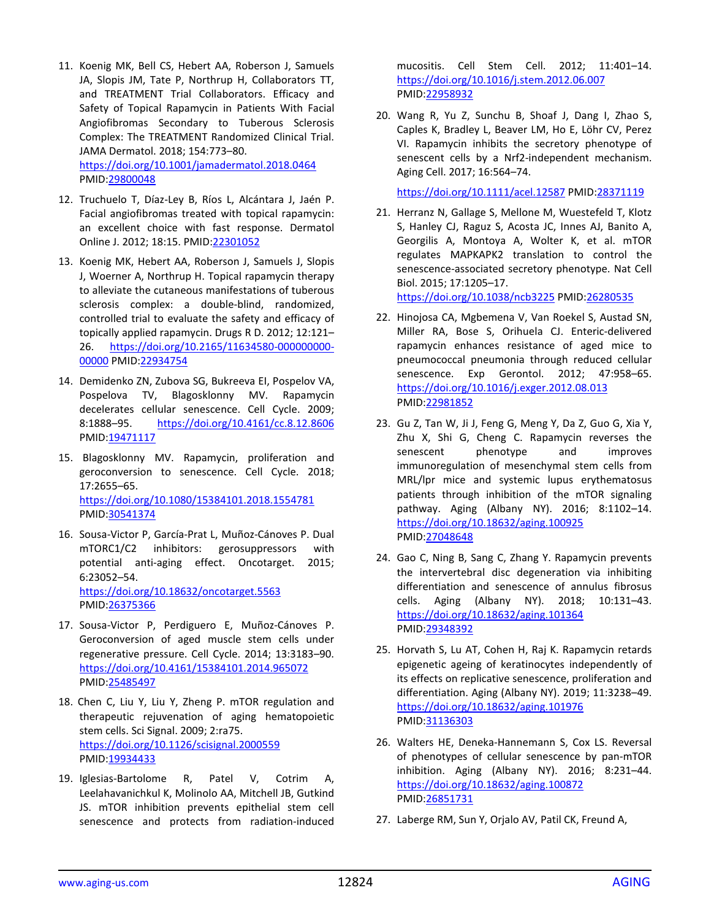11. Koenig MK, Bell CS, Hebert AA, Roberson J, Samuels JA, Slopis JM, Tate P, Northrup H, Collaborators TT, and TREATMENT Trial Collaborators. Efficacy and Safety of Topical Rapamycin in Patients With Facial Angiofibromas Secondary to Tuberous Sclerosis Complex: The TREATMENT Randomized Clinical Trial. JAMA Dermatol. 2018; 154:773–80. https://doi.org/10.1001/jamadermatol.2018.0464 PMID:29800048

12. Truchuelo T, Díaz-Ley B, Ríos L, Alcántara J, Jaén P. Facial angiofibromas treated with topical rapamycin: an excellent choice with fast response. Dermatol Online J. 2012; 18:15. PMID:22301052

13. Koenig MK, Hebert AA, Roberson J, Samuels J, Slopis J, Woerner A, Northrup H. Topical rapamycin therapy to alleviate the cutaneous manifestations of tuberous sclerosis complex: a double-blind, randomized, controlled trial to evaluate the safety and efficacy of topically applied rapamycin. Drugs R D. 2012; 12:121–26. https://doi.org/10.2165/11634580-000000000-00000 PMID:22934754

14. Demidenko ZN, Zubova SG, Bukreeva EI, Pospelov VA, Pospelova TV, Blagosklonny MV. Rapamycin decelerates cellular senescence. Cell Cycle. 2009; 8:1888–95. https://doi.org/10.4161/cc.8.12.8606 PMID:19471117

15. Blagosklonny MV. Rapamycin, proliferation and geroconversion to senescence. Cell Cycle. 2018; 17:2655–65. https://doi.org/10.1080/15384101.2018.1554781 PMID:30541374

16. Sousa-Victor P, García-Prat L, Muñoz-Cánoves P. Dual mTORC1/C2 inhibitors: gerosuppressors with potential anti-aging effect. Oncotarget. 2015; 6:23052–54. https://doi.org/10.18632/oncotarget.5563 PMID:26375366

17. Sousa-Victor P, Perdiguero E, Muñoz-Cánoves P. Geroconversion of aged muscle stem cells under regenerative pressure. Cell Cycle. 2014; 13:3183–90. https://doi.org/10.4161/15384101.2014.965072 PMID:25485497

18. Chen C, Liu Y, Liu Y, Zheng P. mTOR regulation and therapeutic rejuvenation of aging hematopoietic stem cells. Sci Signal. 2009; 2:ra75. https://doi.org/10.1126/scisignal.2000559 PMID:19934433

19. Iglesias-Bartolome R, Patel V, Cotrim A, Leelahavanichkul K, Molinolo AA, Mitchell JB, Gutkind JS. mTOR inhibition prevents epithelial stem cell senescence and protects from radiation-induced mucositis. Cell Stem Cell. 2012; 11:401–14. https://doi.org/10.1016/j.stem.2012.06.007 PMID:22958932

20. Wang R, Yu Z, Sunchu B, Shoaf J, Dang I, Zhao S, Caples K, Bradley L, Beaver LM, Ho E, Löhr CV, Perez VI. Rapamycin inhibits the secretory phenotype of senescent cells by a Nrf2-independent mechanism. Aging Cell. 2017; 16:564–74. https://doi.org/10.1111/acel.12587 PMID:28371119

21. Herranz N, Gallage S, Mellone M, Wuestefeld T, Klotz S, Hanley CJ, Raguz S, Acosta JC, Innes AJ, Banito A, Georgilis A, Montoya A, Wolter K, et al. mTOR regulates MAPKAPK2 translation to control the senescence-associated secretory phenotype. Nat Cell Biol. 2015; 17:1205–17. https://doi.org/10.1038/ncb3225 PMID:26280535

22. Hinojosa CA, Mgbemena V, Van Roekel S, Austad SN, Miller RA, Bose S, Orihuela CJ. Enteric-delivered rapamycin enhances resistance of aged mice to pneumococcal pneumonia through reduced cellular senescence. Exp Gerontol. 2012; 47:958–65. https://doi.org/10.1016/j.exger.2012.08.013 PMID:22981852

23. Gu Z, Tan W, Ji J, Feng G, Meng Y, Da Z, Guo G, Xia Y, Zhu X, Shi G, Cheng C. Rapamycin reverses the senescent phenotype and improves immunoregulation of mesenchymal stem cells from MRL/lpr mice and systemic lupus erythematosus patients through inhibition of the mTOR signaling pathway. Aging (Albany NY). 2016; 8:1102–14. https://doi.org/10.18632/aging.100925 PMID:27048648

24. Gao C, Ning B, Sang C, Zhang Y. Rapamycin prevents the intervertebral disc degeneration via inhibiting differentiation and senescence of annulus fibrous cells. Aging (Albany NY). 2018; 10:131–43. https://doi.org/10.18632/aging.101364 PMID:29348392

25. Horvath S, Lu AT, Cohen H, Raj K. Rapamycin retards epigenetic ageing of keratinocytes independently of its effects on replicative senescence, proliferation and differentiation. Aging (Albany NY). 2019; 11:3238–49. https://doi.org/10.18632/aging.101976 PMID:31136303

26. Walters HE, Deneka-Hannemann S, Cox LS. Reversal of phenotypes of cellular senescence by pan-mTOR inhibition. Aging (Albany NY). 2016; 8:231–44. https://doi.org/10.18632/aging.100872 PMID:26851731

27. Laberge RM, Sun Y, Orjalo AV, Patil CK, Freund A,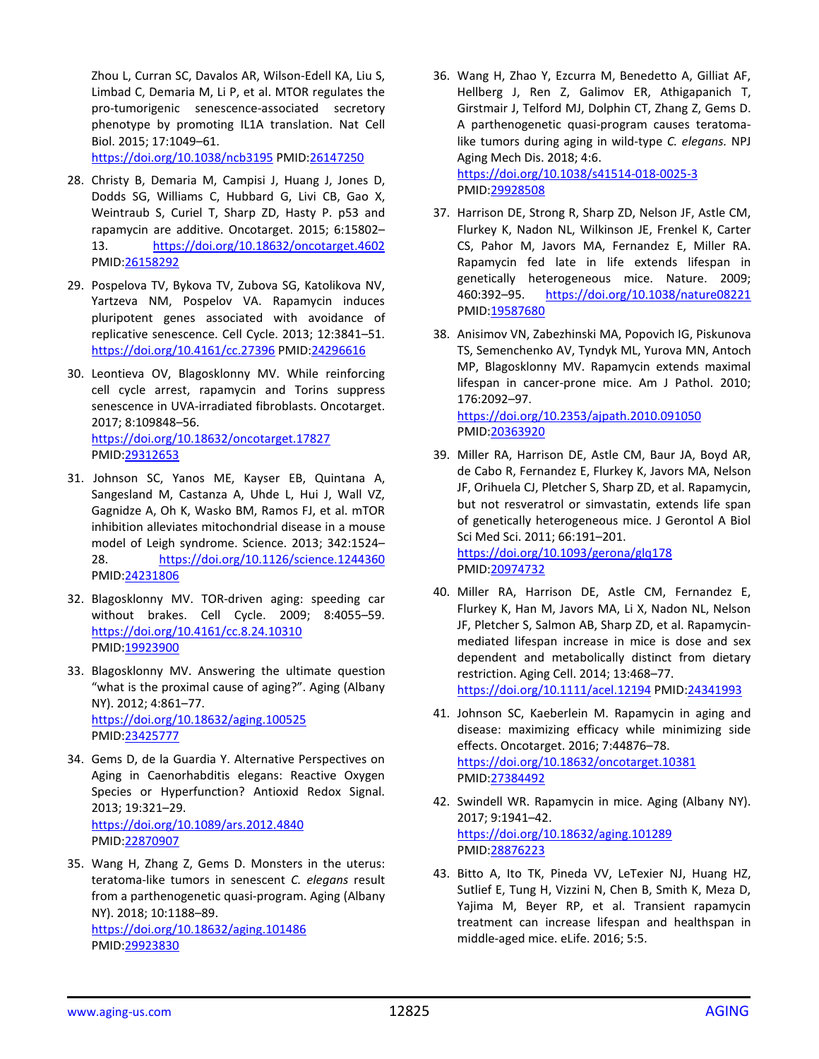Zhou L, Curran SC, Davalos AR, Wilson-Edell KA, Liu S, Limbad C, Demaria M, Li P, et al. MTOR regulates the pro-tumorigenic senescence-associated secretory phenotype by promoting IL1A translation. Nat Cell Biol. 2015; 17:1049–61. https://doi.org/10.1038/ncb3195 PMID:26147250

28. Christy B, Demaria M, Campisi J, Huang J, Jones D, Dodds SG, Williams C, Hubbard G, Livi CB, Gao X, Weintraub S, Curiel T, Sharp ZD, Hasty P. p53 and rapamycin are additive. Oncotarget. 2015; 6:15802–13. https://doi.org/10.18632/oncotarget.4602 PMID:26158292

29. Pospelova TV, Bykova TV, Zubova SG, Katolikova NV, Yartzeva NM, Pospelov VA. Rapamycin induces pluripotent genes associated with avoidance of replicative senescence. Cell Cycle. 2013; 12:3841–51. https://doi.org/10.4161/cc.27396 PMID:24296616

30. Leontieva OV, Blagosklonny MV. While reinforcing cell cycle arrest, rapamycin and Torins suppress senescence in UVA-irradiated fibroblasts. Oncotarget. 2017; 8:109848–56. https://doi.org/10.18632/oncotarget.17827 PMID:29312653

31. Johnson SC, Yanos ME, Kayser EB, Quintana A, Sangesland M, Castanza A, Uhde L, Hui J, Wall VZ, Gagnidze A, Oh K, Wasko BM, Ramos FJ, et al. mTOR inhibition alleviates mitochondrial disease in a mouse model of Leigh syndrome. Science. 2013; 342:1524–28. https://doi.org/10.1126/science.1244360 PMID:24231806

32. Blagosklonny MV. TOR-driven aging: speeding car without brakes. Cell Cycle. 2009; 8:4055–59. https://doi.org/10.4161/cc.8.24.10310 PMID:19923900

33. Blagosklonny MV. Answering the ultimate question "what is the proximal cause of aging?". Aging (Albany NY). 2012; 4:861–77. https://doi.org/10.18632/aging.100525 PMID:23425777

34. Gems D, de la Guardia Y. Alternative Perspectives on Aging in Caenorhabditis elegans: Reactive Oxygen Species or Hyperfunction? Antioxid Redox Signal. 2013; 19:321–29. https://doi.org/10.1089/ars.2012.4840 PMID:22870907

35. Wang H, Zhang Z, Gems D. Monsters in the uterus: teratoma-like tumors in senescent *C. elegans* result from a parthenogenetic quasi-program. Aging (Albany NY). 2018; 10:1188–89. https://doi.org/10.18632/aging.101486 PMID:29923830

36. Wang H, Zhao Y, Ezcurra M, Benedetto A, Gilliat AF, Hellberg J, Ren Z, Galimov ER, Athigapanich T, Girstmair J, Telford MJ, Dolphin CT, Zhang Z, Gems D. A parthenogenetic quasi-program causes teratoma-like tumors during aging in wild-type *C. elegans.* NPJ Aging Mech Dis. 2018; 4:6. https://doi.org/10.1038/s41514-018-0025-3 PMID:29928508

37. Harrison DE, Strong R, Sharp ZD, Nelson JF, Astle CM, Flurkey K, Nadon NL, Wilkinson JE, Frenkel K, Carter CS, Pahor M, Javors MA, Fernandez E, Miller RA. Rapamycin fed late in life extends lifespan in genetically heterogeneous mice. Nature. 2009; 460:392–95. https://doi.org/10.1038/nature08221 PMID:19587680

38. Anisimov VN, Zabezhinski MA, Popovich IG, Piskunova TS, Semenchenko AV, Tyndyk ML, Yurova MN, Antoch MP, Blagosklonny MV. Rapamycin extends maximal lifespan in cancer-prone mice. Am J Pathol. 2010; 176:2092–97. https://doi.org/10.2353/ajpath.2010.091050 PMID:20363920

39. Miller RA, Harrison DE, Astle CM, Baur JA, Boyd AR, de Cabo R, Fernandez E, Flurkey K, Javors MA, Nelson JF, Orihuela CJ, Pletcher S, Sharp ZD, et al. Rapamycin, but not resveratrol or simvastatin, extends life span of genetically heterogeneous mice. J Gerontol A Biol Sci Med Sci. 2011; 66:191–201. https://doi.org/10.1093/gerona/glq178 PMID:20974732

40. Miller RA, Harrison DE, Astle CM, Fernandez E, Flurkey K, Han M, Javors MA, Li X, Nadon NL, Nelson JF, Pletcher S, Salmon AB, Sharp ZD, et al. Rapamycin-mediated lifespan increase in mice is dose and sex dependent and metabolically distinct from dietary restriction. Aging Cell. 2014; 13:468–77. https://doi.org/10.1111/acel.12194 PMID:24341993

41. Johnson SC, Kaeberlein M. Rapamycin in aging and disease: maximizing efficacy while minimizing side effects. Oncotarget. 2016; 7:44876–78. https://doi.org/10.18632/oncotarget.10381 PMID:27384492

42. Swindell WR. Rapamycin in mice. Aging (Albany NY). 2017; 9:1941–42. https://doi.org/10.18632/aging.101289 PMID:28876223

43. Bitto A, Ito TK, Pineda VV, LeTexier NJ, Huang HZ, Sutlief E, Tung H, Vizzini N, Chen B, Smith K, Meza D, Yajima M, Beyer RP, et al. Transient rapamycin treatment can increase lifespan and healthspan in middle-aged mice. eLife. 2016; 5:5.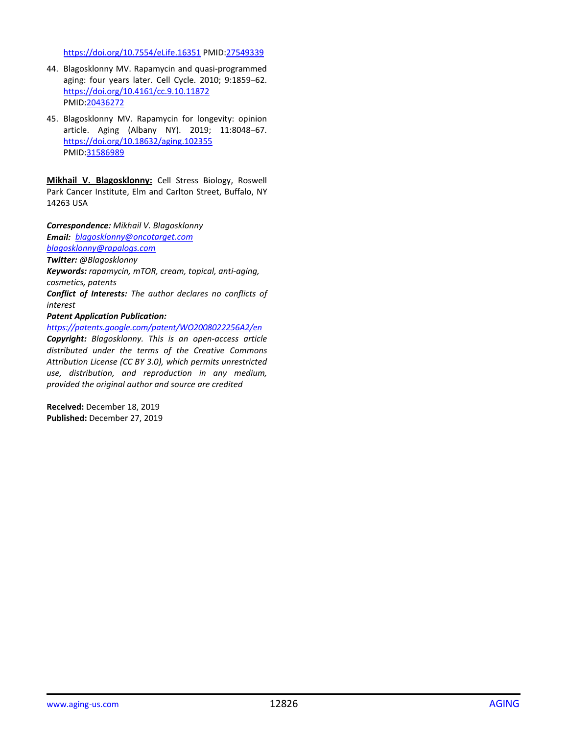https://doi.org/10.7554/eLife.16351 PMID:27549339

44. Blagosklonny MV. Rapamycin and quasi-programmed aging: four years later. Cell Cycle. 2010; 9:1859–62. https://doi.org/10.4161/cc.9.10.11872 PMID:20436272

45. Blagosklonny MV. Rapamycin for longevity: opinion article. Aging (Albany NY). 2019; 11:8048–67. https://doi.org/10.18632/aging.102355 PMID:31586989

**Mikhail V. Blagosklonny:** Cell Stress Biology, Roswell Park Cancer Institute, Elm and Carlton Street, Buffalo, NY 14263 USA

***Correspondence:*** *Mikhail V. Blagosklonny*
***Email:*** *blagosklonny@oncotarget.com*
*blagosklonny@rapalogs.com*
***Twitter:*** *@Blagosklonny*
***Keywords:*** *rapamycin, mTOR, cream, topical, anti-aging, cosmetics, patents*
***Conflict of Interests:*** *The author declares no conflicts of interest*
***Patent Application Publication:***
*https://patents.google.com/patent/WO2008022256A2/en*
***Copyright:*** *Blagosklonny. This is an open-access article distributed under the terms of the Creative Commons Attribution License (CC BY 3.0), which permits unrestricted use, distribution, and reproduction in any medium, provided the original author and source are credited*

**Received:** December 18, 2019
**Published:** December 27, 2019